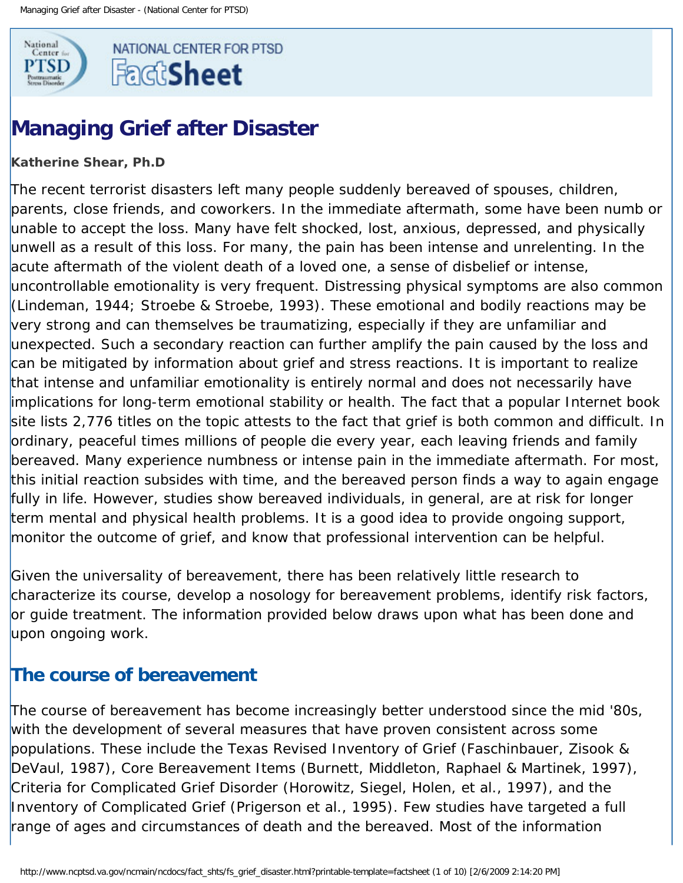NATIONAL CENTER FOR PTSD FactSheet

# Managing Grief after Disaster

**Katherine Shear, Ph.D**

The recent terrorist disasters left many people suddenly bereaved of spouses, children, parents, close friends, and coworkers. In the immediate aftermath, some have been numb or unable to accept the loss. Many have felt shocked, lost, anxious, depressed, and physically unwell as a result of this loss. For many, the pain has been intense and unrelenting. In the acute aftermath of the violent death of a loved one, a sense of disbelief or intense, uncontrollable emotionality is very frequent. Distressing physical symptoms are also common (Lindeman, 1944; Stroebe & Stroebe, 1993). These emotional and bodily reactions may be very strong and can themselves be traumatizing, especially if they are unfamiliar and unexpected. Such a secondary reaction can further amplify the pain caused by the loss and can be mitigated by information about grief and stress reactions. It is important to realize that intense and unfamiliar emotionality is entirely normal and does not necessarily have implications for long-term emotional stability or health. The fact that a popular Internet book site lists 2,776 titles on the topic attests to the fact that grief is both common and difficult. In ordinary, peaceful times millions of people die every year, each leaving friends and family bereaved. Many experience numbness or intense pain in the immediate aftermath. For most, this initial reaction subsides with time, and the bereaved person finds a way to again engage fully in life. However, studies show bereaved individuals, in general, are at risk for longer term mental and physical health problems. It is a good idea to provide ongoing support, monitor the outcome of grief, and know that professional intervention can be helpful.

Given the universality of bereavement, there has been relatively little research to characterize its course, develop a nosology for bereavement problems, identify risk factors, or guide treatment. The information provided below draws upon what has been done and upon ongoing work.

## The course of bereavement

The course of bereavement has become increasingly better understood since the mid '80s, with the development of several measures that have proven consistent across some populations. These include the Texas Revised Inventory of Grief (Faschinbauer, Zisook & DeVaul, 1987), Core Bereavement Items (Burnett, Middleton, Raphael & Martinek, 1997), Criteria for Complicated Grief Disorder (Horowitz, Siegel, Holen, et al., 1997), and the Inventory of Complicated Grief (Prigerson et al., 1995). Few studies have targeted a full range of ages and circumstances of death and the bereaved. Most of the information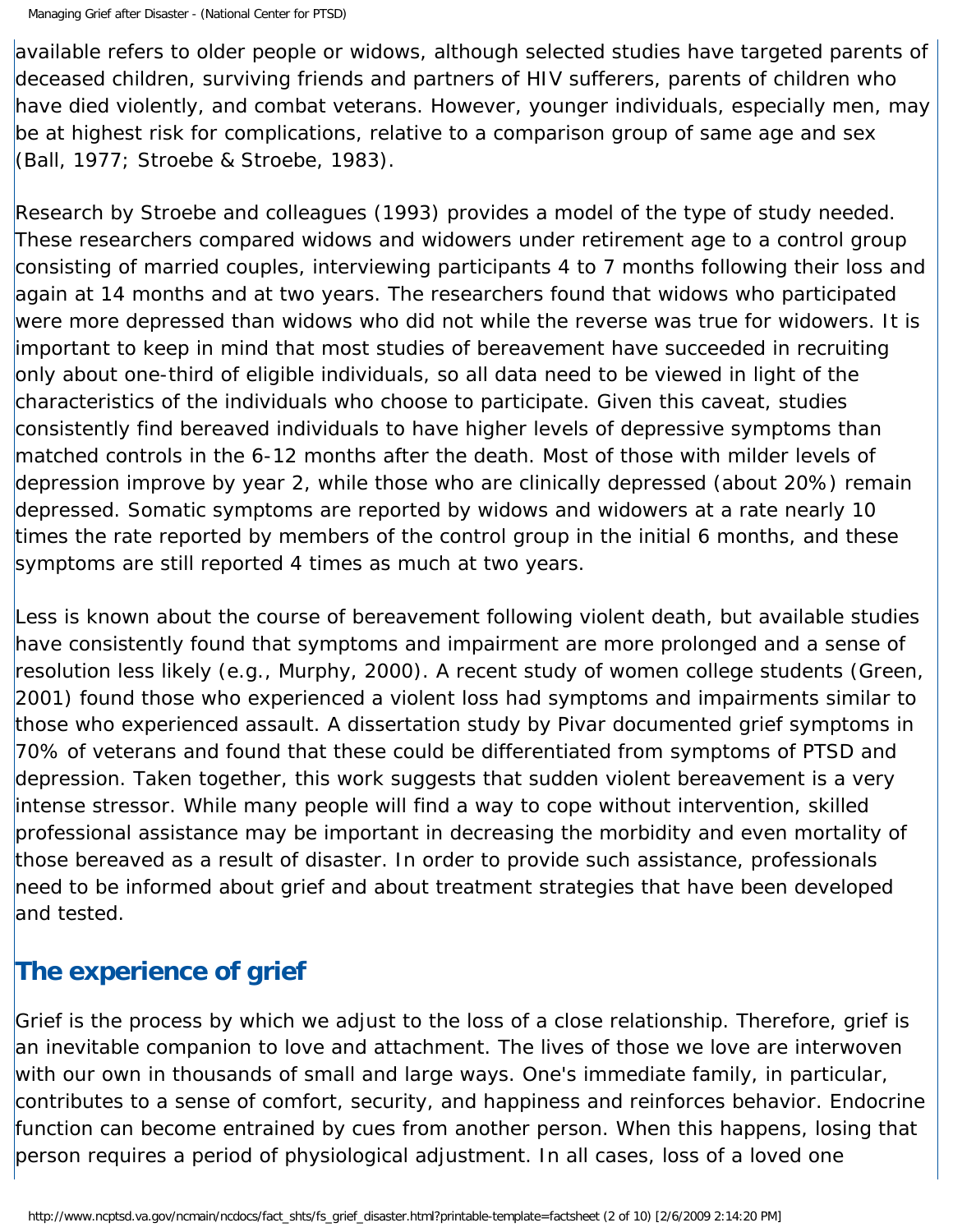available refers to older people or widows, although selected studies have targeted parents of deceased children, surviving friends and partners of HIV sufferers, parents of children who have died violently, and combat veterans. However, younger individuals, especially men, may be at highest risk for complications, relative to a comparison group of same age and sex (Ball, 1977; Stroebe & Stroebe, 1983).

Research by Stroebe and colleagues (1993) provides a model of the type of study needed. These researchers compared widows and widowers under retirement age to a control group consisting of married couples, interviewing participants 4 to 7 months following their loss and again at 14 months and at two years. The researchers found that widows who participated were more depressed than widows who did not while the reverse was true for widowers. It is important to keep in mind that most studies of bereavement have succeeded in recruiting only about one-third of eligible individuals, so all data need to be viewed in light of the characteristics of the individuals who choose to participate. Given this caveat, studies consistently find bereaved individuals to have higher levels of depressive symptoms than matched controls in the 6-12 months after the death. Most of those with milder levels of depression improve by year 2, while those who are clinically depressed (about 20%) remain depressed. Somatic symptoms are reported by widows and widowers at a rate nearly 10 times the rate reported by members of the control group in the initial 6 months, and these symptoms are still reported 4 times as much at two years.

Less is known about the course of bereavement following violent death, but available studies have consistently found that symptoms and impairment are more prolonged and a sense of resolution less likely (e.g., Murphy, 2000). A recent study of women college students (Green, 2001) found those who experienced a violent loss had symptoms and impairments similar to those who experienced assault. A dissertation study by Pivar documented grief symptoms in 70% of veterans and found that these could be differentiated from symptoms of PTSD and depression. Taken together, this work suggests that sudden violent bereavement is a very intense stressor. While many people will find a way to cope without intervention, skilled professional assistance may be important in decreasing the morbidity and even mortality of those bereaved as a result of disaster. In order to provide such assistance, professionals need to be informed about grief and about treatment strategies that have been developed and tested.

## The experience of grief

Grief is the process by which we adjust to the loss of a close relationship. Therefore, grief is an inevitable companion to love and attachment. The lives of those we love are interwoven with our own in thousands of small and large ways. One's immediate family, in particular, contributes to a sense of comfort, security, and happiness and reinforces behavior. Endocrine function can become entrained by cues from another person. When this happens, losing that person requires a period of physiological adjustment. In all cases, loss of a loved one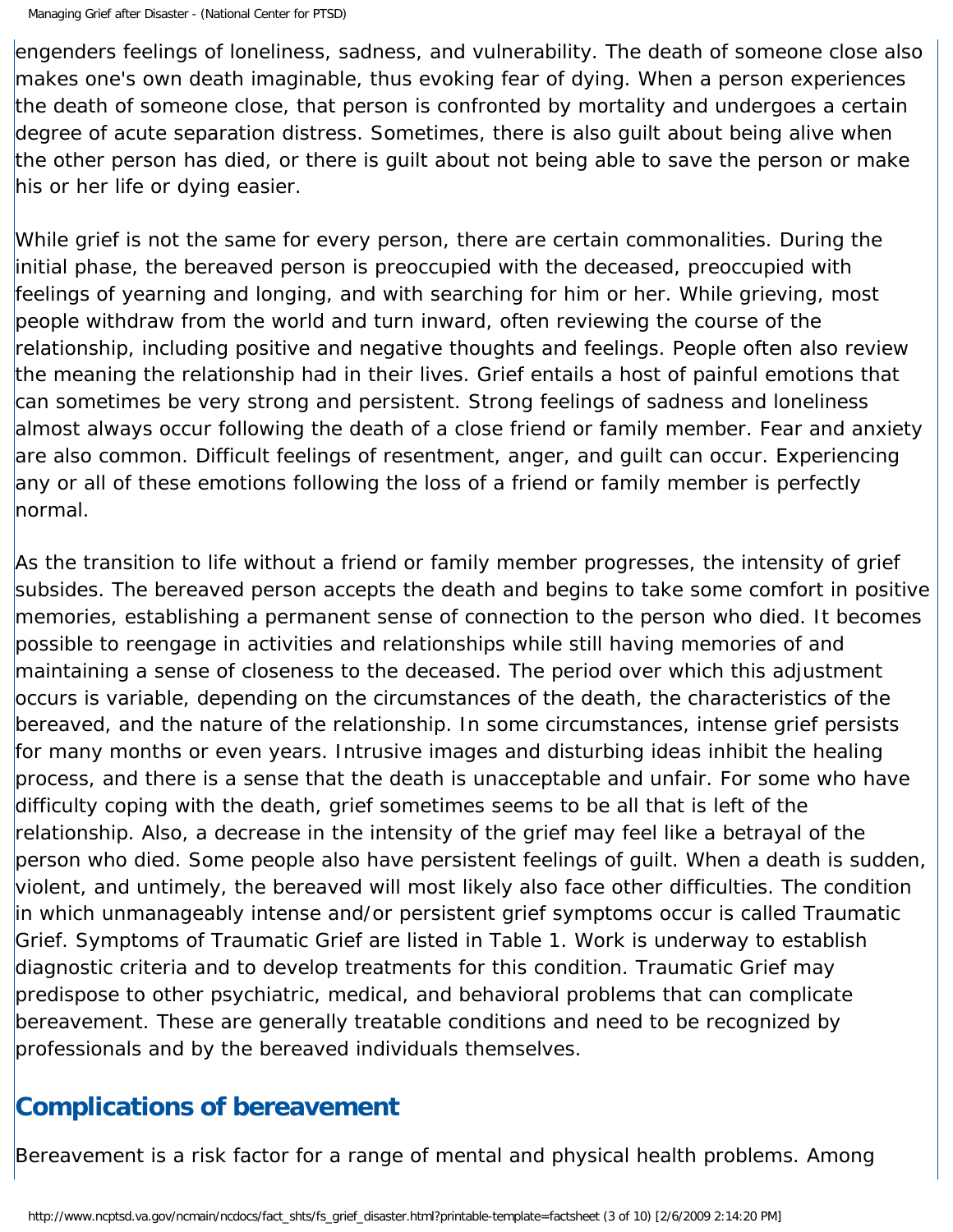engenders feelings of loneliness, sadness, and vulnerability. The death of someone close also makes one's own death imaginable, thus evoking fear of dying. When a person experiences the death of someone close, that person is confronted by mortality and undergoes a certain degree of acute separation distress. Sometimes, there is also guilt about being alive when the other person has died, or there is guilt about not being able to save the person or make his or her life or dying easier.

While grief is not the same for every person, there are certain commonalities. During the initial phase, the bereaved person is preoccupied with the deceased, preoccupied with feelings of yearning and longing, and with searching for him or her. While grieving, most people withdraw from the world and turn inward, often reviewing the course of the relationship, including positive and negative thoughts and feelings. People often also review the meaning the relationship had in their lives. Grief entails a host of painful emotions that can sometimes be very strong and persistent. Strong feelings of sadness and loneliness almost always occur following the death of a close friend or family member. Fear and anxiety are also common. Difficult feelings of resentment, anger, and guilt can occur. Experiencing any or all of these emotions following the loss of a friend or family member is perfectly normal.

As the transition to life without a friend or family member progresses, the intensity of grief subsides. The bereaved person accepts the death and begins to take some comfort in positive memories, establishing a permanent sense of connection to the person who died. It becomes possible to reengage in activities and relationships while still having memories of and maintaining a sense of closeness to the deceased. The period over which this adjustment occurs is variable, depending on the circumstances of the death, the characteristics of the bereaved, and the nature of the relationship. In some circumstances, intense grief persists for many months or even years. Intrusive images and disturbing ideas inhibit the healing process, and there is a sense that the death is unacceptable and unfair. For some who have difficulty coping with the death, grief sometimes seems to be all that is left of the relationship. Also, a decrease in the intensity of the grief may feel like a betrayal of the person who died. Some people also have persistent feelings of guilt. When a death is sudden, violent, and untimely, the bereaved will most likely also face other difficulties. The condition in which unmanageably intense and/or persistent grief symptoms occur is called Traumatic Grief. Symptoms of Traumatic Grief are listed in Table 1. Work is underway to establish diagnostic criteria and to develop treatments for this condition. Traumatic Grief may predispose to other psychiatric, medical, and behavioral problems that can complicate bereavement. These are generally treatable conditions and need to be recognized by professionals and by the bereaved individuals themselves.

## Complications of bereavement

Bereavement is a risk factor for a range of mental and physical health problems. Among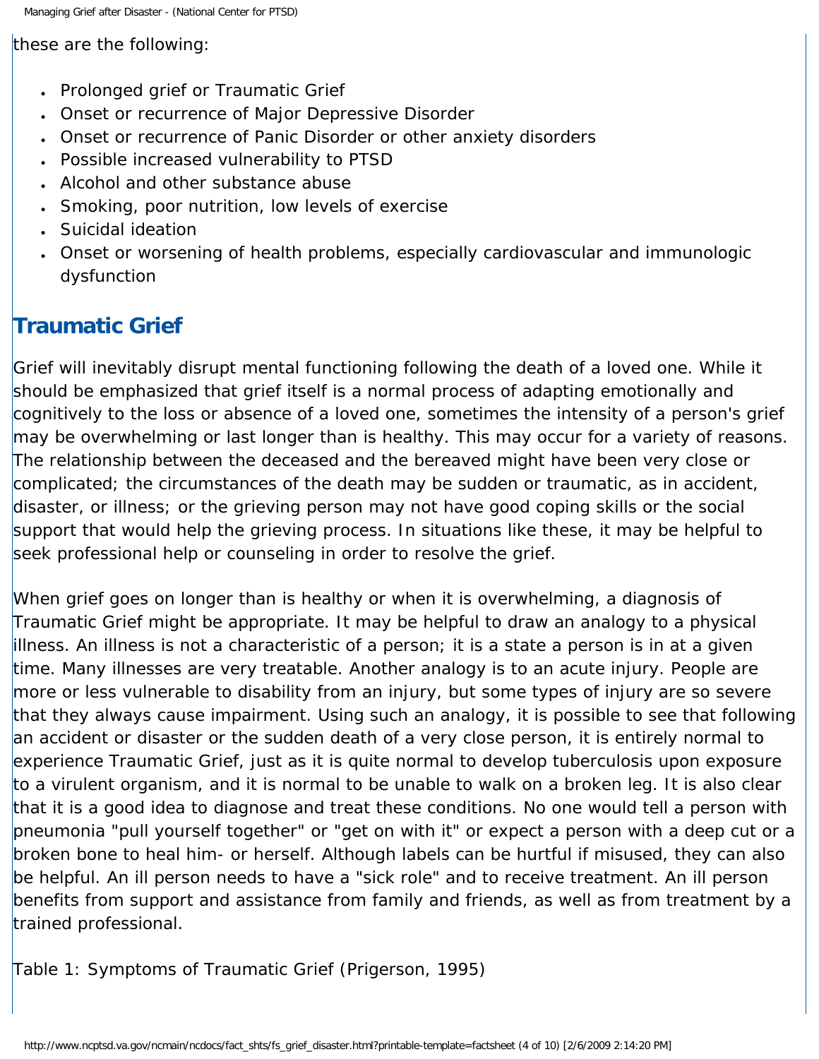these are the following:

- Prolonged grief or Traumatic Grief
- Onset or recurrence of Major Depressive Disorder
- Onset or recurrence of Panic Disorder or other anxiety disorders
- Possible increased vulnerability to PTSD
- Alcohol and other substance abuse
- Smoking, poor nutrition, low levels of exercise
- Suicidal ideation
- Onset or worsening of health problems, especially cardiovascular and immunologic dysfunction

## Traumatic Grief

Grief will inevitably disrupt mental functioning following the death of a loved one. While it should be emphasized that grief itself is a normal process of adapting emotionally and cognitively to the loss or absence of a loved one, sometimes the intensity of a person's grief may be overwhelming or last longer than is healthy. This may occur for a variety of reasons. The relationship between the deceased and the bereaved might have been very close or complicated; the circumstances of the death may be sudden or traumatic, as in accident, disaster, or illness; or the grieving person may not have good coping skills or the social support that would help the grieving process. In situations like these, it may be helpful to seek professional help or counseling in order to resolve the grief.

When grief goes on longer than is healthy or when it is overwhelming, a diagnosis of Traumatic Grief might be appropriate. It may be helpful to draw an analogy to a physical illness. An illness is not a characteristic of a person; it is a state a person is in at a given time. Many illnesses are very treatable. Another analogy is to an acute injury. People are more or less vulnerable to disability from an injury, but some types of injury are so severe that they always cause impairment. Using such an analogy, it is possible to see that following an accident or disaster or the sudden death of a very close person, it is entirely normal to experience Traumatic Grief, just as it is quite normal to develop tuberculosis upon exposure to a virulent organism, and it is normal to be unable to walk on a broken leg. It is also clear that it is a good idea to diagnose and treat these conditions. No one would tell a person with pneumonia "pull yourself together" or "get on with it" or expect a person with a deep cut or a broken bone to heal him- or herself. Although labels can be hurtful if misused, they can also be helpful. An ill person needs to have a "sick role" and to receive treatment. An ill person benefits from support and assistance from family and friends, as well as from treatment by a trained professional.

Table 1: Symptoms of Traumatic Grief (Prigerson, 1995)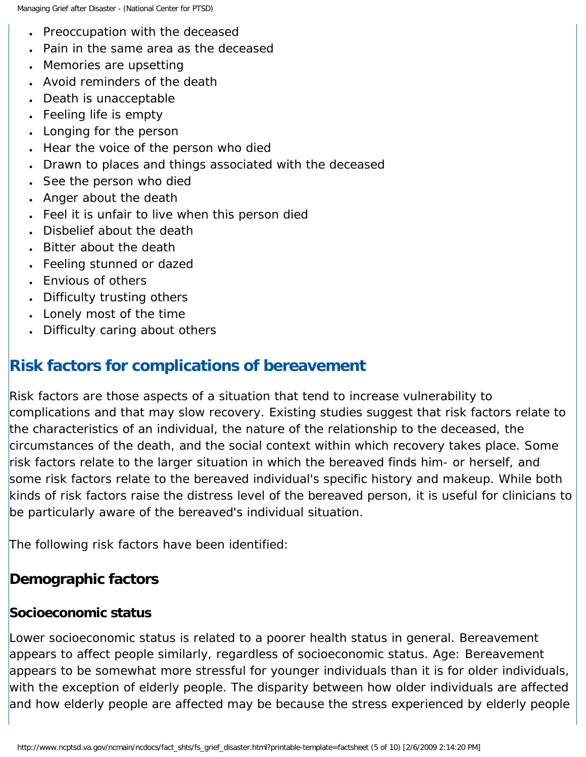- Preoccupation with the deceased
- Pain in the same area as the deceased
- Memories are upsetting
- Avoid reminders of the death
- Death is unacceptable
- Feeling life is empty
- Longing for the person
- Hear the voice of the person who died
- Drawn to places and things associated with the deceased
- See the person who died
- Anger about the death
- Feel it is unfair to live when this person died
- Disbelief about the death
- Bitter about the death
- Feeling stunned or dazed
- Envious of others
- Difficulty trusting others
- Lonely most of the time
- Difficulty caring about others

## Risk factors for complications of bereavement

Risk factors are those aspects of a situation that tend to increase vulnerability to complications and that may slow recovery. Existing studies suggest that risk factors relate to the characteristics of an individual, the nature of the relationship to the deceased, the circumstances of the death, and the social context within which recovery takes place. Some risk factors relate to the larger situation in which the bereaved finds him- or herself, and some risk factors relate to the bereaved individual's specific history and makeup. While both kinds of risk factors raise the distress level of the bereaved person, it is useful for clinicians to be particularly aware of the bereaved's individual situation.

The following risk factors have been identified:

### Demographic factors

#### Socioeconomic status

Lower socioeconomic status is related to a poorer health status in general. Bereavement appears to affect people similarly, regardless of socioeconomic status. Age: Bereavement appears to be somewhat more stressful for younger individuals than it is for older individuals, with the exception of elderly people. The disparity between how older individuals are affected and how elderly people are affected may be because the stress experienced by elderly people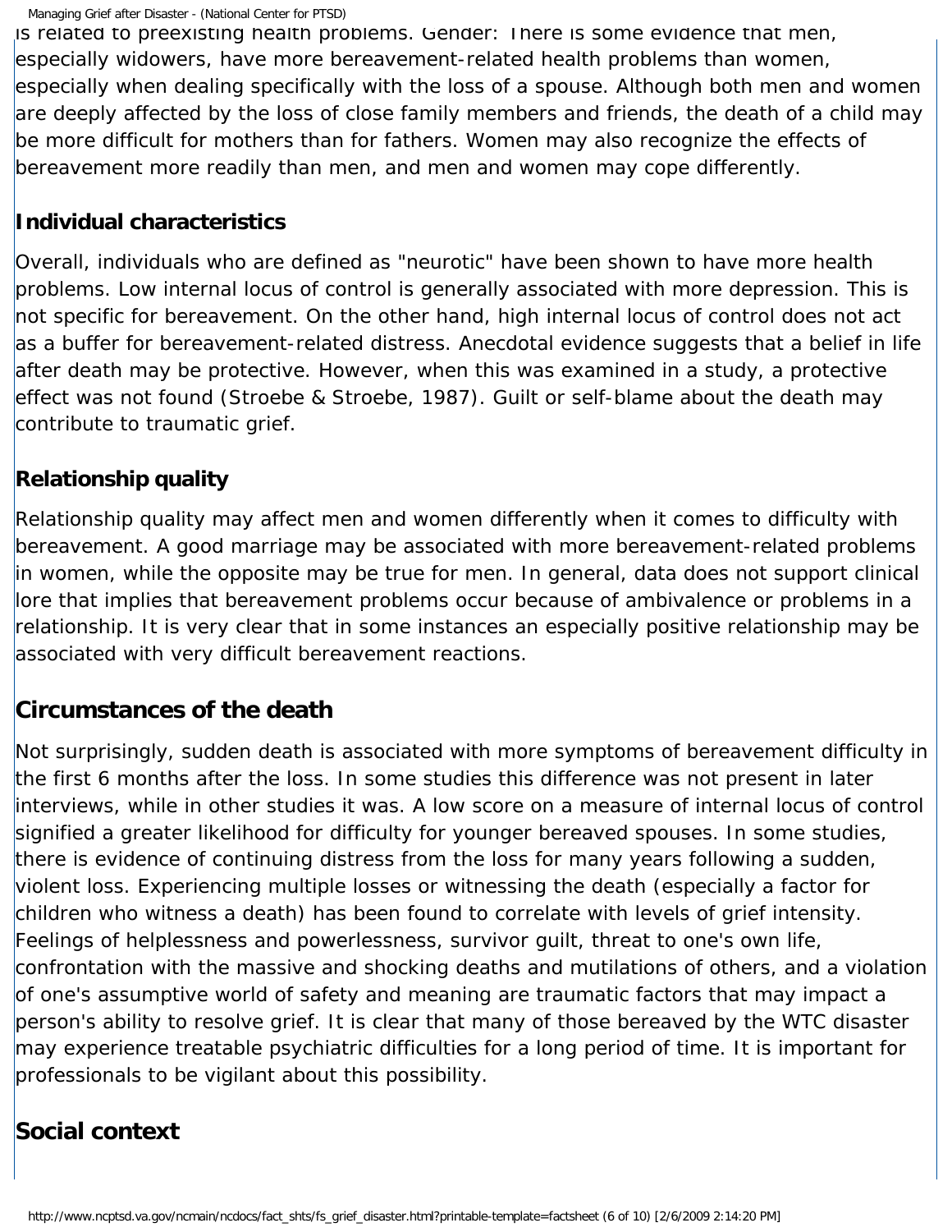is related to preexisting health problems. Gender: There is some evidence that men, especially widowers, have more bereavement-related health problems than women, especially when dealing specifically with the loss of a spouse. Although both men and women are deeply affected by the loss of close family members and friends, the death of a child may be more difficult for mothers than for fathers. Women may also recognize the effects of bereavement more readily than men, and men and women may cope differently.

### Individual characteristics

Overall, individuals who are defined as "neurotic" have been shown to have more health problems. Low internal locus of control is generally associated with more depression. This is not specific for bereavement. On the other hand, high internal locus of control does not act as a buffer for bereavement-related distress. Anecdotal evidence suggests that a belief in life after death may be protective. However, when this was examined in a study, a protective effect was not found (Stroebe & Stroebe, 1987). Guilt or self-blame about the death may contribute to traumatic grief.

### Relationship quality

Relationship quality may affect men and women differently when it comes to difficulty with bereavement. A good marriage may be associated with more bereavement-related problems in women, while the opposite may be true for men. In general, data does not support clinical lore that implies that bereavement problems occur because of ambivalence or problems in a relationship. It is very clear that in some instances an especially positive relationship may be associated with very difficult bereavement reactions.

## Circumstances of the death

Not surprisingly, sudden death is associated with more symptoms of bereavement difficulty in the first 6 months after the loss. In some studies this difference was not present in later interviews, while in other studies it was. A low score on a measure of internal locus of control signified a greater likelihood for difficulty for younger bereaved spouses. In some studies, there is evidence of continuing distress from the loss for many years following a sudden, violent loss. Experiencing multiple losses or witnessing the death (especially a factor for children who witness a death) has been found to correlate with levels of grief intensity. Feelings of helplessness and powerlessness, survivor guilt, threat to one's own life, confrontation with the massive and shocking deaths and mutilations of others, and a violation of one's assumptive world of safety and meaning are traumatic factors that may impact a person's ability to resolve grief. It is clear that many of those bereaved by the WTC disaster may experience treatable psychiatric difficulties for a long period of time. It is important for professionals to be vigilant about this possibility.

## Social context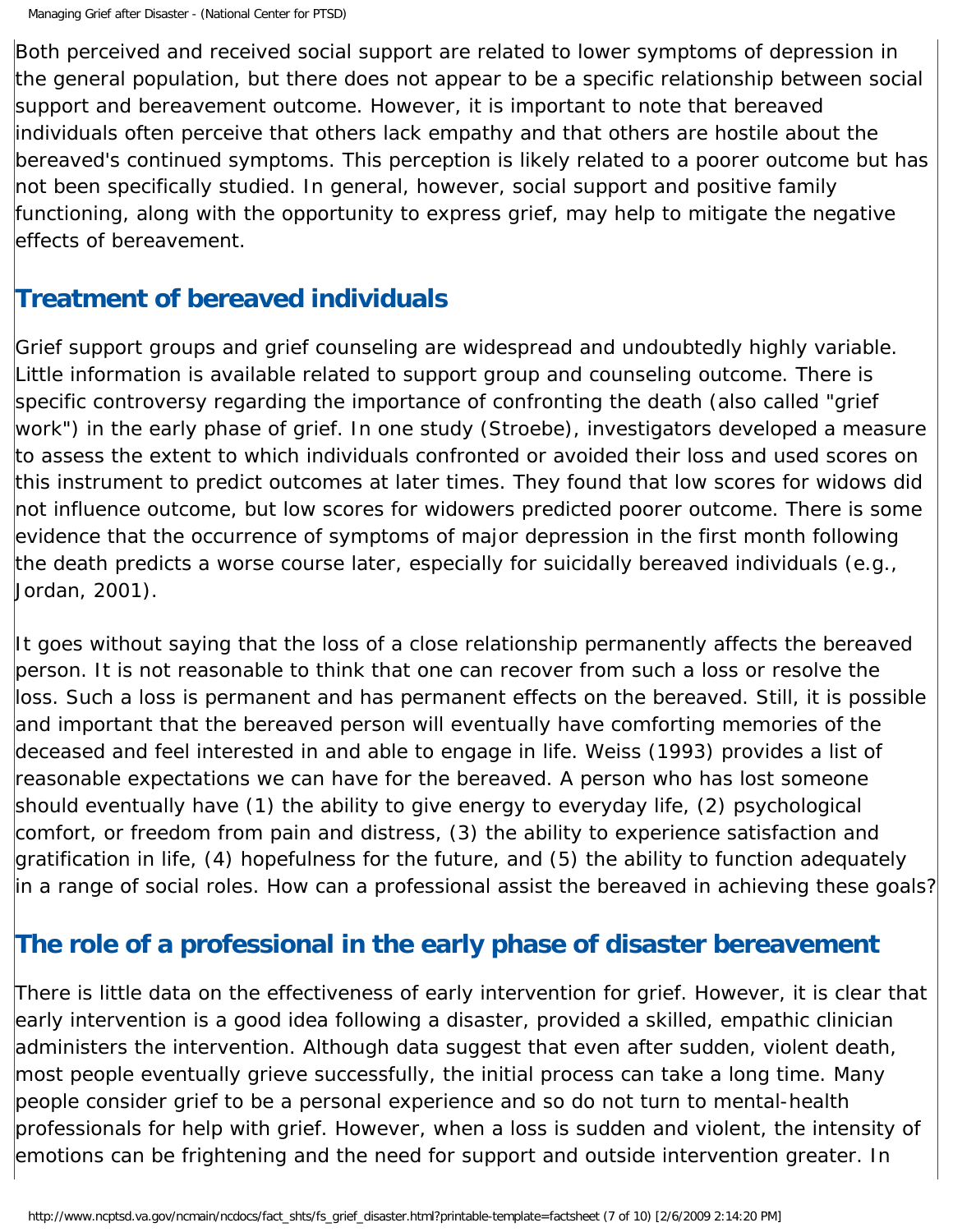Both perceived and received social support are related to lower symptoms of depression in the general population, but there does not appear to be a specific relationship between social support and bereavement outcome. However, it is important to note that bereaved individuals often perceive that others lack empathy and that others are hostile about the bereaved's continued symptoms. This perception is likely related to a poorer outcome but has not been specifically studied. In general, however, social support and positive family functioning, along with the opportunity to express grief, may help to mitigate the negative effects of bereavement.

## Treatment of bereaved individuals

Grief support groups and grief counseling are widespread and undoubtedly highly variable. Little information is available related to support group and counseling outcome. There is specific controversy regarding the importance of confronting the death (also called "grief work") in the early phase of grief. In one study (Stroebe), investigators developed a measure to assess the extent to which individuals confronted or avoided their loss and used scores on this instrument to predict outcomes at later times. They found that low scores for widows did not influence outcome, but low scores for widowers predicted poorer outcome. There is some evidence that the occurrence of symptoms of major depression in the first month following the death predicts a worse course later, especially for suicidally bereaved individuals (e.g., Jordan, 2001).

It goes without saying that the loss of a close relationship permanently affects the bereaved person. It is not reasonable to think that one can recover from such a loss or resolve the loss. Such a loss is permanent and has permanent effects on the bereaved. Still, it is possible and important that the bereaved person will eventually have comforting memories of the deceased and feel interested in and able to engage in life. Weiss (1993) provides a list of reasonable expectations we can have for the bereaved. A person who has lost someone should eventually have (1) the ability to give energy to everyday life, (2) psychological comfort, or freedom from pain and distress, (3) the ability to experience satisfaction and gratification in life, (4) hopefulness for the future, and (5) the ability to function adequately in a range of social roles. How can a professional assist the bereaved in achieving these goals?

## The role of a professional in the early phase of disaster bereavement

There is little data on the effectiveness of early intervention for grief. However, it is clear that early intervention is a good idea following a disaster, provided a skilled, empathic clinician administers the intervention. Although data suggest that even after sudden, violent death, most people eventually grieve successfully, the initial process can take a long time. Many people consider grief to be a personal experience and so do not turn to mental-health professionals for help with grief. However, when a loss is sudden and violent, the intensity of emotions can be frightening and the need for support and outside intervention greater. In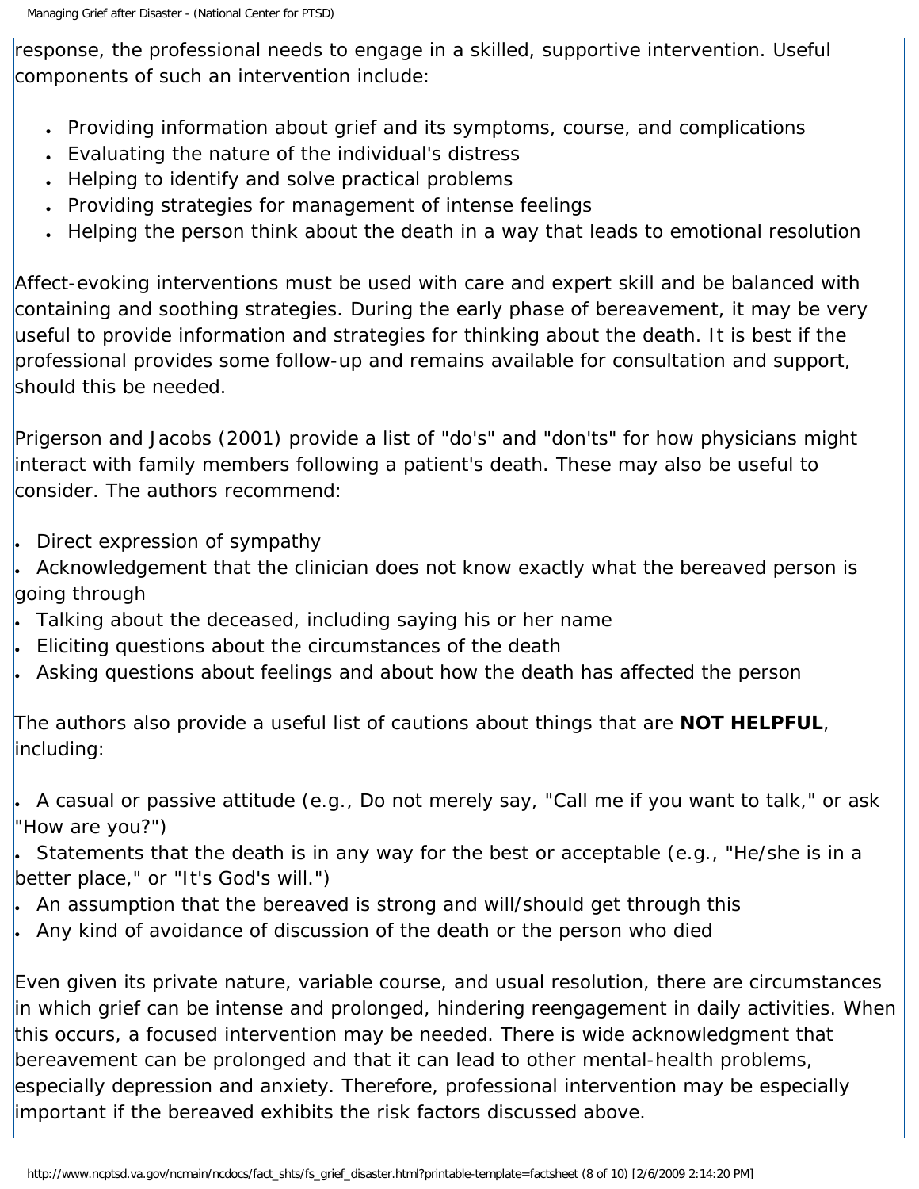response, the professional needs to engage in a skilled, supportive intervention. Useful components of such an intervention include:

- Providing information about grief and its symptoms, course, and complications
- Evaluating the nature of the individual's distress
- Helping to identify and solve practical problems
- Providing strategies for management of intense feelings
- Helping the person think about the death in a way that leads to emotional resolution

Affect-evoking interventions must be used with care and expert skill and be balanced with containing and soothing strategies. During the early phase of bereavement, it may be very useful to provide information and strategies for thinking about the death. It is best if the professional provides some follow-up and remains available for consultation and support, should this be needed.

Prigerson and Jacobs (2001) provide a list of "do's" and "don'ts" for how physicians might interact with family members following a patient's death. These may also be useful to consider. The authors recommend:

- Direct expression of sympathy
- Acknowledgement that the clinician does not know exactly what the bereaved person is going through
- Talking about the deceased, including saying his or her name
- Eliciting questions about the circumstances of the death
- Asking questions about feelings and about how the death has affected the person

The authors also provide a useful list of cautions about things that are **NOT HELPFUL**, including:

- A casual or passive attitude (e.g., Do not merely say, "Call me if you want to talk," or ask "How are you?")
- Statements that the death is in any way for the best or acceptable (e.g., "He/she is in a better place," or "It's God's will.")
- An assumption that the bereaved is strong and will/should get through this
- Any kind of avoidance of discussion of the death or the person who died

Even given its private nature, variable course, and usual resolution, there are circumstances in which grief can be intense and prolonged, hindering reengagement in daily activities. When this occurs, a focused intervention may be needed. There is wide acknowledgment that bereavement can be prolonged and that it can lead to other mental-health problems, especially depression and anxiety. Therefore, professional intervention may be especially important if the bereaved exhibits the risk factors discussed above.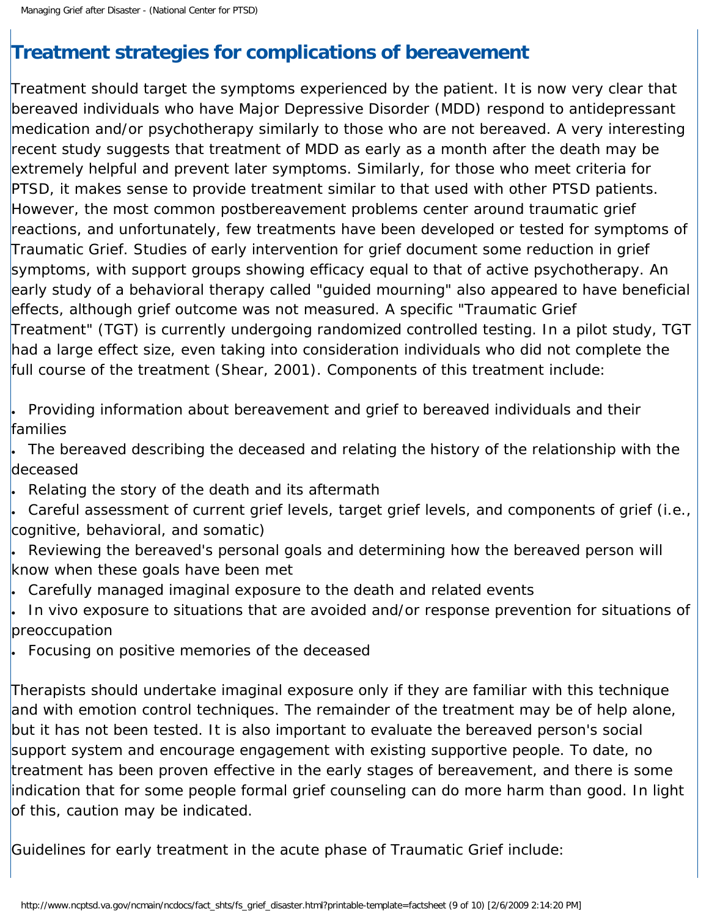## Treatment strategies for complications of bereavement

Treatment should target the symptoms experienced by the patient. It is now very clear that bereaved individuals who have Major Depressive Disorder (MDD) respond to antidepressant medication and/or psychotherapy similarly to those who are not bereaved. A very interesting recent study suggests that treatment of MDD as early as a month after the death may be extremely helpful and prevent later symptoms. Similarly, for those who meet criteria for PTSD, it makes sense to provide treatment similar to that used with other PTSD patients. However, the most common postbereavement problems center around traumatic grief reactions, and unfortunately, few treatments have been developed or tested for symptoms of Traumatic Grief. Studies of early intervention for grief document some reduction in grief symptoms, with support groups showing efficacy equal to that of active psychotherapy. An early study of a behavioral therapy called "guided mourning" also appeared to have beneficial effects, although grief outcome was not measured. A specific "Traumatic Grief Treatment" (TGT) is currently undergoing randomized controlled testing. In a pilot study, TGT had a large effect size, even taking into consideration individuals who did not complete the full course of the treatment (Shear, 2001). Components of this treatment include:

- Providing information about bereavement and grief to bereaved individuals and their families
- The bereaved describing the deceased and relating the history of the relationship with the deceased
- Relating the story of the death and its aftermath
- Careful assessment of current grief levels, target grief levels, and components of grief (i.e., cognitive, behavioral, and somatic)
- Reviewing the bereaved's personal goals and determining how the bereaved person will know when these goals have been met
- Carefully managed imaginal exposure to the death and related events
- In vivo exposure to situations that are avoided and/or response prevention for situations of preoccupation
- Focusing on positive memories of the deceased

Therapists should undertake imaginal exposure only if they are familiar with this technique and with emotion control techniques. The remainder of the treatment may be of help alone, but it has not been tested. It is also important to evaluate the bereaved person's social support system and encourage engagement with existing supportive people. To date, no treatment has been proven effective in the early stages of bereavement, and there is some indication that for some people formal grief counseling can do more harm than good. In light of this, caution may be indicated.

Guidelines for early treatment in the acute phase of Traumatic Grief include: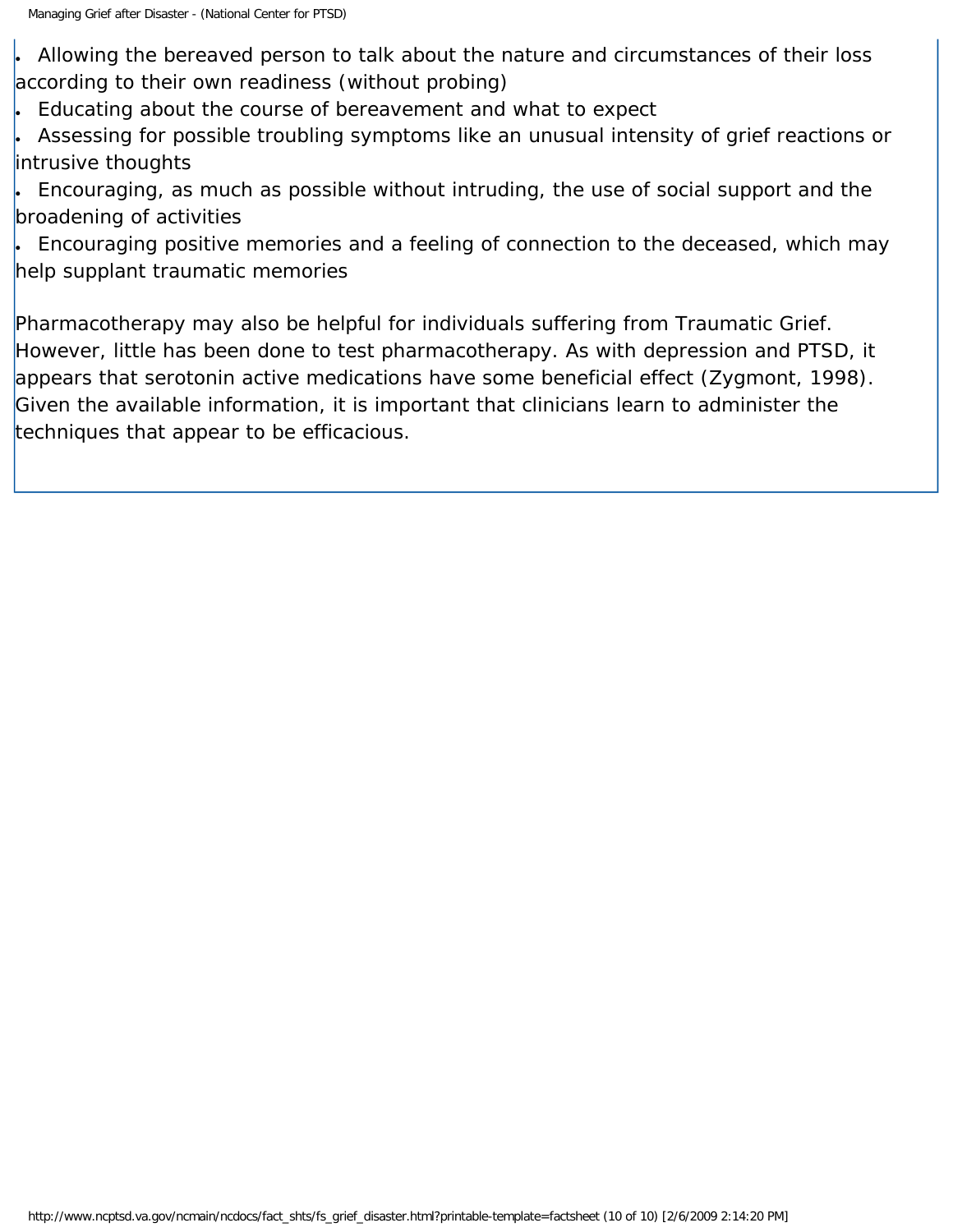- Allowing the bereaved person to talk about the nature and circumstances of their loss according to their own readiness (without probing)
- Educating about the course of bereavement and what to expect
- Assessing for possible troubling symptoms like an unusual intensity of grief reactions or intrusive thoughts
- Encouraging, as much as possible without intruding, the use of social support and the broadening of activities
- Encouraging positive memories and a feeling of connection to the deceased, which may help supplant traumatic memories

Pharmacotherapy may also be helpful for individuals suffering from Traumatic Grief. However, little has been done to test pharmacotherapy. As with depression and PTSD, it appears that serotonin active medications have some beneficial effect (Zygmont, 1998). Given the available information, it is important that clinicians learn to administer the techniques that appear to be efficacious.